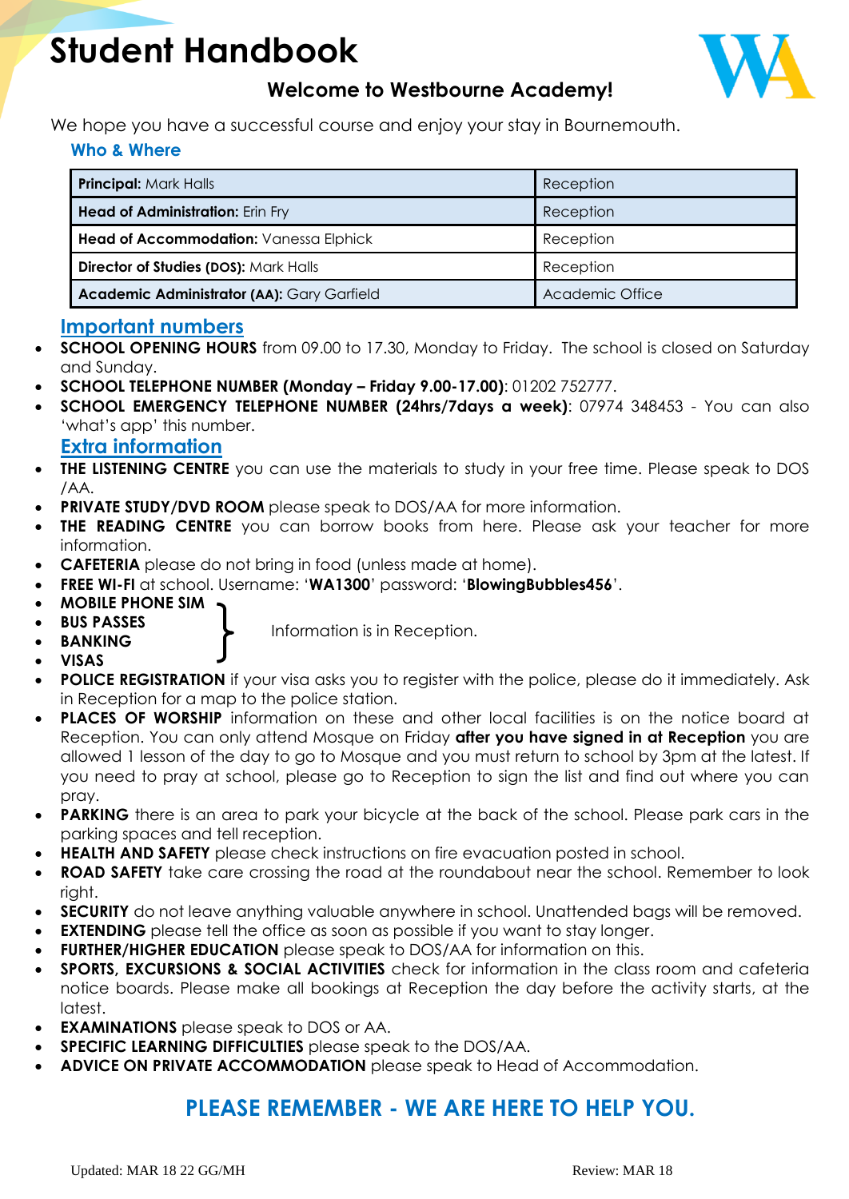# Student Handbook

## Welcome to Westbourne Academy!

We hope you have a successful course and enjoy your stay in Bournemouth.

### Who & Where

| | |
|---|---|
| **Principal:** Mark Halls | Reception |
| **Head of Administration:** Erin Fry | Reception |
| **Head of Accommodation:** Vanessa Elphick | Reception |
| **Director of Studies (DOS):** Mark Halls | Reception |
| **Academic Administrator (AA):** Gary Garfield | Academic Office |

### Important numbers

- **SCHOOL OPENING HOURS** from 09.00 to 17.30, Monday to Friday. The school is closed on Saturday and Sunday.
- **SCHOOL TELEPHONE NUMBER (Monday – Friday 9.00-17.00)**: 01202 752777.
- **SCHOOL EMERGENCY TELEPHONE NUMBER (24hrs/7days a week)**: 07974 348453 - You can also 'what's app' this number.

### Extra information

- **THE LISTENING CENTRE** you can use the materials to study in your free time. Please speak to DOS /AA.
- **PRIVATE STUDY/DVD ROOM** please speak to DOS/AA for more information.
- **THE READING CENTRE** you can borrow books from here. Please ask your teacher for more information.
- **CAFETERIA** please do not bring in food (unless made at home).
- **FREE WI-FI** at school. Username: '**WA1300**' password: '**BlowingBubbles456**'.
- **MOBILE PHONE SIM**
- **BUS PASSES**
- **BANKING**
- **VISAS**

  } Information is in Reception.
- **POLICE REGISTRATION** if your visa asks you to register with the police, please do it immediately. Ask in Reception for a map to the police station.
- **PLACES OF WORSHIP** information on these and other local facilities is on the notice board at Reception. You can only attend Mosque on Friday **after you have signed in at Reception** you are allowed 1 lesson of the day to go to Mosque and you must return to school by 3pm at the latest. If you need to pray at school, please go to Reception to sign the list and find out where you can pray.
- **PARKING** there is an area to park your bicycle at the back of the school. Please park cars in the parking spaces and tell reception.
- **HEALTH AND SAFETY** please check instructions on fire evacuation posted in school.
- **ROAD SAFETY** take care crossing the road at the roundabout near the school. Remember to look right.
- **SECURITY** do not leave anything valuable anywhere in school. Unattended bags will be removed.
- **EXTENDING** please tell the office as soon as possible if you want to stay longer.
- **FURTHER/HIGHER EDUCATION** please speak to DOS/AA for information on this.
- **SPORTS, EXCURSIONS & SOCIAL ACTIVITIES** check for information in the class room and cafeteria notice boards. Please make all bookings at Reception the day before the activity starts, at the latest.
- **EXAMINATIONS** please speak to DOS or AA.
- **SPECIFIC LEARNING DIFFICULTIES** please speak to the DOS/AA.
- **ADVICE ON PRIVATE ACCOMMODATION** please speak to Head of Accommodation.

**PLEASE REMEMBER - WE ARE HERE TO HELP YOU.**

Updated: MAR 18 22 GG/MH Review: MAR 18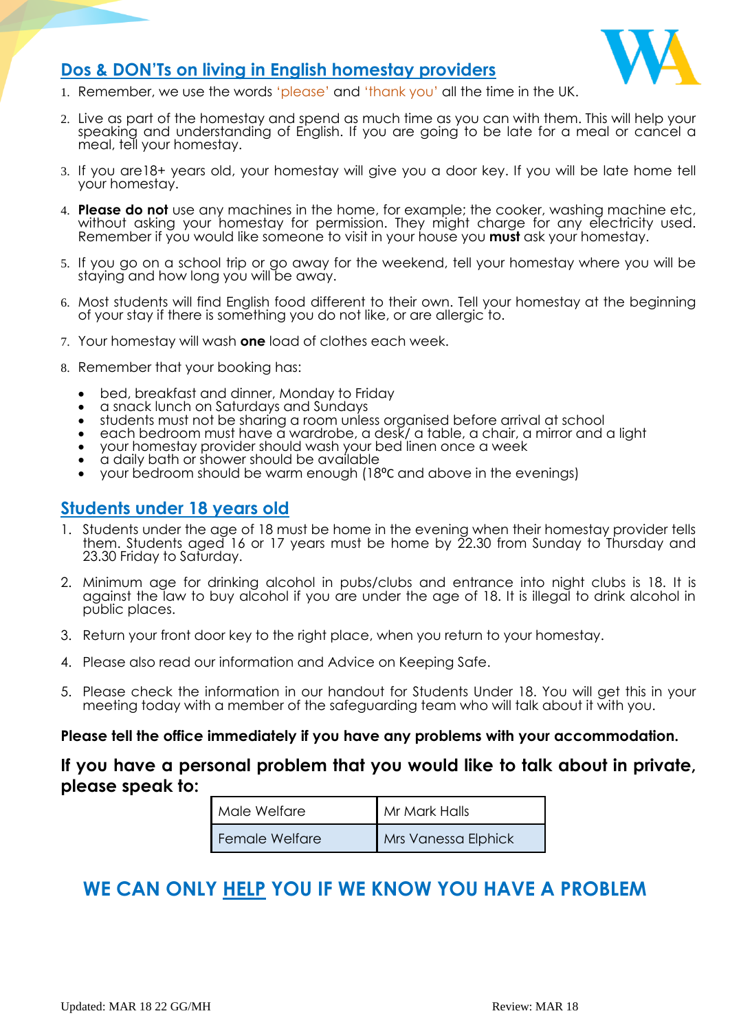## Dos & DON'Ts on living in English homestay providers

1. Remember, we use the words 'please' and 'thank you' all the time in the UK.
2. Live as part of the homestay and spend as much time as you can with them. This will help your speaking and understanding of English. If you are going to be late for a meal or cancel a meal, tell your homestay.
3. If you are18+ years old, your homestay will give you a door key. If you will be late home tell your homestay.
4. **Please do not** use any machines in the home, for example; the cooker, washing machine etc, without asking your homestay for permission. They might charge for any electricity used. Remember if you would like someone to visit in your house you **must** ask your homestay.
5. If you go on a school trip or go away for the weekend, tell your homestay where you will be staying and how long you will be away.
6. Most students will find English food different to their own. Tell your homestay at the beginning of your stay if there is something you do not like, or are allergic to.
7. Your homestay will wash **one** load of clothes each week.
8. Remember that your booking has:
   - bed, breakfast and dinner, Monday to Friday
   - a snack lunch on Saturdays and Sundays
   - students must not be sharing a room unless organised before arrival at school
   - each bedroom must have a wardrobe, a desk/ a table, a chair, a mirror and a light
   - your homestay provider should wash your bed linen once a week
   - a daily bath or shower should be available
   - your bedroom should be warm enough (18ºc and above in the evenings)

## Students under 18 years old

1. Students under the age of 18 must be home in the evening when their homestay provider tells them. Students aged 16 or 17 years must be home by 22.30 from Sunday to Thursday and 23.30 Friday to Saturday.
2. Minimum age for drinking alcohol in pubs/clubs and entrance into night clubs is 18. It is against the law to buy alcohol if you are under the age of 18. It is illegal to drink alcohol in public places.
3. Return your front door key to the right place, when you return to your homestay.
4. Please also read our information and Advice on Keeping Safe.
5. Please check the information in our handout for Students Under 18. You will get this in your meeting today with a member of the safeguarding team who will talk about it with you.

**Please tell the office immediately if you have any problems with your accommodation.**

### If you have a personal problem that you would like to talk about in private, please speak to:

| Male Welfare | Mr Mark Halls |
|---|---|
| Female Welfare | Mrs Vanessa Elphick |

## WE CAN ONLY HELP YOU IF WE KNOW YOU HAVE A PROBLEM

Updated: MAR 18 22 GG/MH Review: MAR 18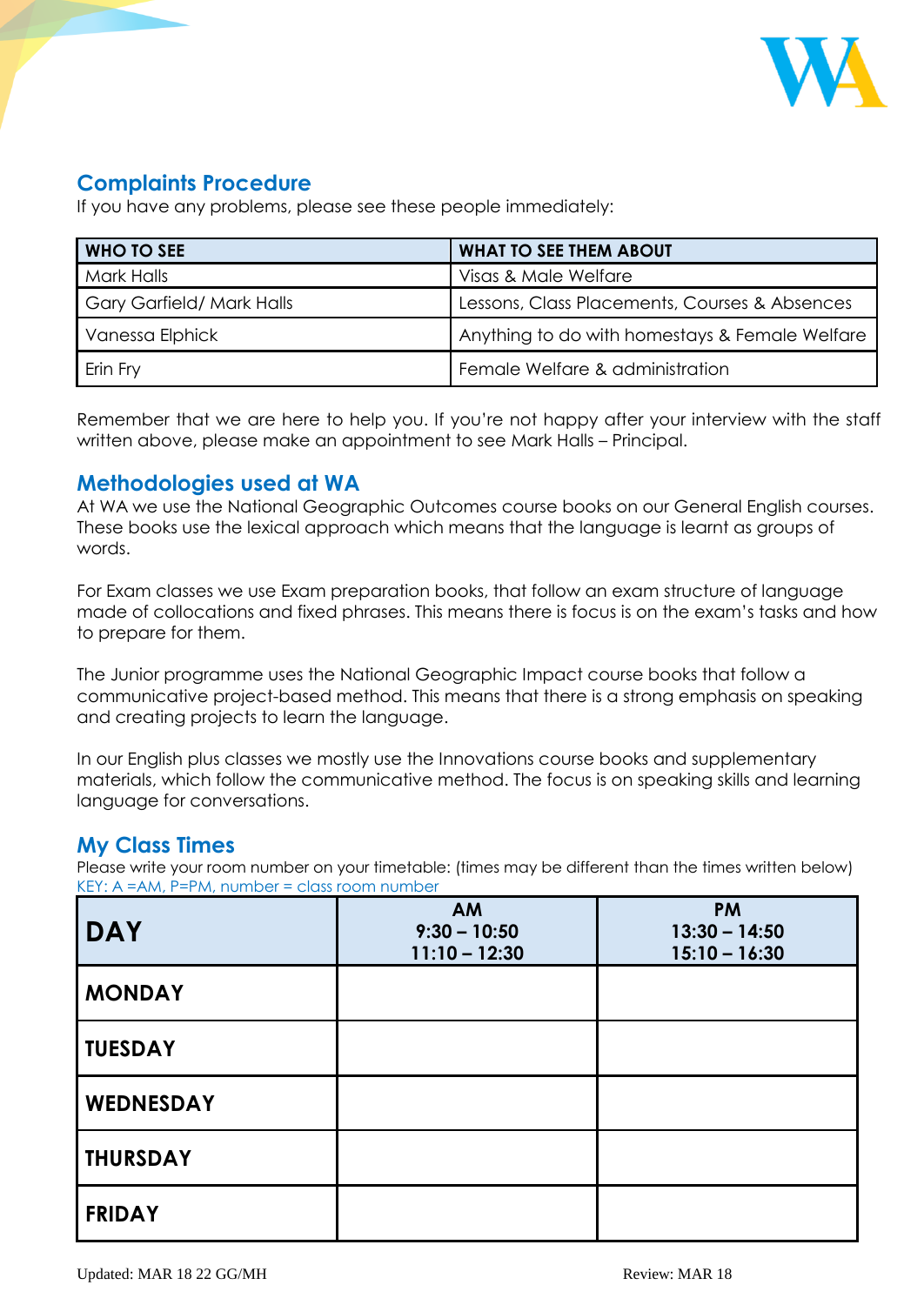## Complaints Procedure

If you have any problems, please see these people immediately:

| WHO TO SEE | WHAT TO SEE THEM ABOUT |
|---|---|
| Mark Halls | Visas & Male Welfare |
| Gary Garfield/ Mark Halls | Lessons, Class Placements, Courses & Absences |
| Vanessa Elphick | Anything to do with homestays & Female Welfare |
| Erin Fry | Female Welfare & administration |

Remember that we are here to help you. If you're not happy after your interview with the staff written above, please make an appointment to see Mark Halls – Principal.

## Methodologies used at WA

At WA we use the National Geographic Outcomes course books on our General English courses. These books use the lexical approach which means that the language is learnt as groups of words.

For Exam classes we use Exam preparation books, that follow an exam structure of language made of collocations and fixed phrases. This means there is focus is on the exam's tasks and how to prepare for them.

The Junior programme uses the National Geographic Impact course books that follow a communicative project-based method. This means that there is a strong emphasis on speaking and creating projects to learn the language.

In our English plus classes we mostly use the Innovations course books and supplementary materials, which follow the communicative method. The focus is on speaking skills and learning language for conversations.

## My Class Times

Please write your room number on your timetable: (times may be different than the times written below)

KEY: A =AM, P=PM, number = class room number

| DAY | AM<br>9:30 – 10:50<br>11:10 – 12:30 | PM<br>13:30 – 14:50<br>15:10 – 16:30 |
|---|---|---|
| MONDAY | | |
| TUESDAY | | |
| WEDNESDAY | | |
| THURSDAY | | |
| FRIDAY | | |

Updated: MAR 18 22 GG/MH Review: MAR 18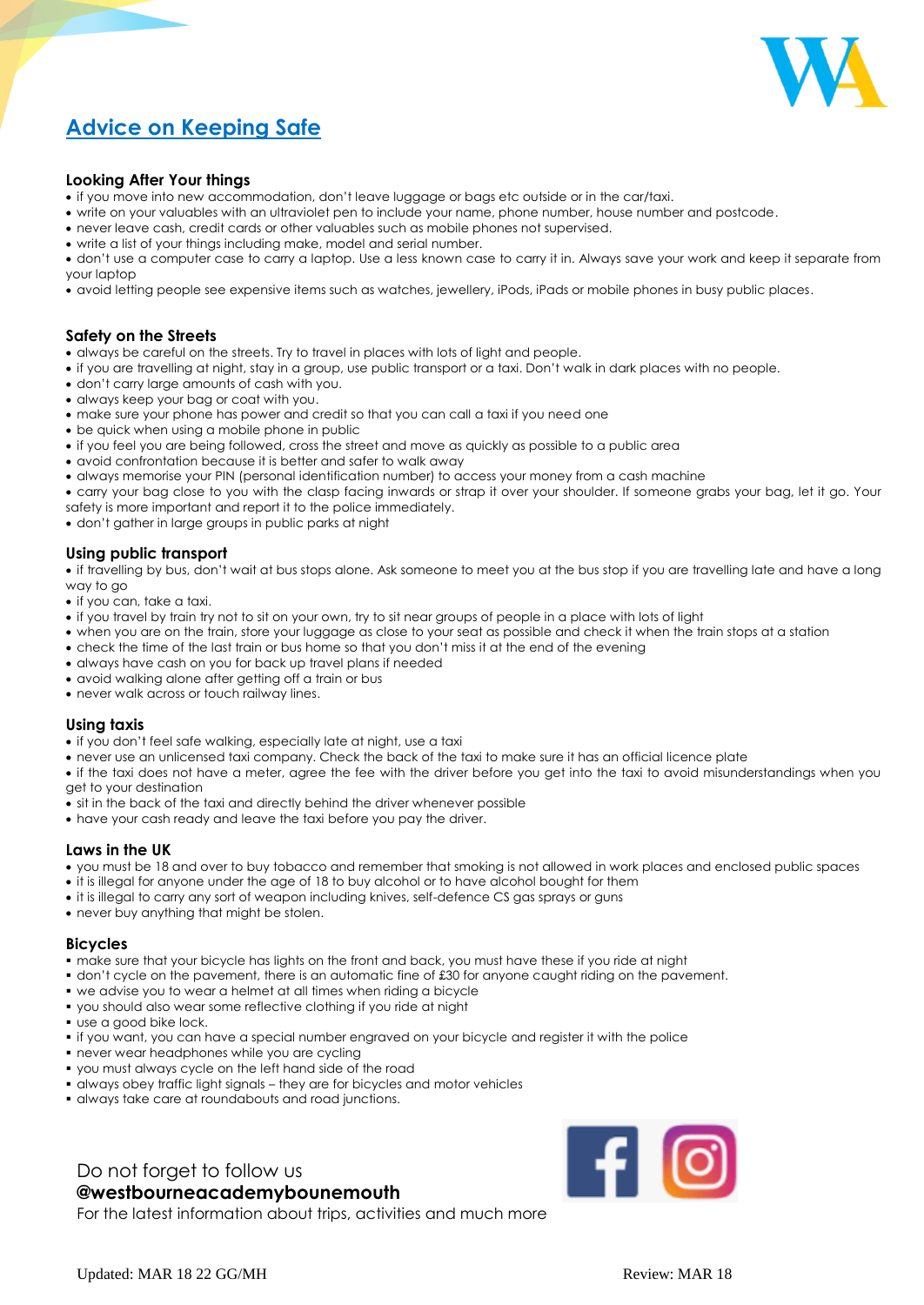# Advice on Keeping Safe

## Looking After Your things

- if you move into new accommodation, don't leave luggage or bags etc outside or in the car/taxi.
- write on your valuables with an ultraviolet pen to include your name, phone number, house number and postcode.
- never leave cash, credit cards or other valuables such as mobile phones not supervised.
- write a list of your things including make, model and serial number.
- don't use a computer case to carry a laptop. Use a less known case to carry it in. Always save your work and keep it separate from your laptop
- avoid letting people see expensive items such as watches, jewellery, iPods, iPads or mobile phones in busy public places.

## Safety on the Streets

- always be careful on the streets. Try to travel in places with lots of light and people.
- if you are travelling at night, stay in a group, use public transport or a taxi. Don't walk in dark places with no people.
- don't carry large amounts of cash with you.
- always keep your bag or coat with you.
- make sure your phone has power and credit so that you can call a taxi if you need one
- be quick when using a mobile phone in public
- if you feel you are being followed, cross the street and move as quickly as possible to a public area
- avoid confrontation because it is better and safer to walk away
- always memorise your PIN (personal identification number) to access your money from a cash machine
- carry your bag close to you with the clasp facing inwards or strap it over your shoulder. If someone grabs your bag, let it go. Your safety is more important and report it to the police immediately.
- don't gather in large groups in public parks at night

## Using public transport

- if travelling by bus, don't wait at bus stops alone. Ask someone to meet you at the bus stop if you are travelling late and have a long way to go
- if you can, take a taxi.
- if you travel by train try not to sit on your own, try to sit near groups of people in a place with lots of light
- when you are on the train, store your luggage as close to your seat as possible and check it when the train stops at a station
- check the time of the last train or bus home so that you don't miss it at the end of the evening
- always have cash on you for back up travel plans if needed
- avoid walking alone after getting off a train or bus
- never walk across or touch railway lines.

## Using taxis

- if you don't feel safe walking, especially late at night, use a taxi
- never use an unlicensed taxi company. Check the back of the taxi to make sure it has an official licence plate
- if the taxi does not have a meter, agree the fee with the driver before you get into the taxi to avoid misunderstandings when you get to your destination
- sit in the back of the taxi and directly behind the driver whenever possible
- have your cash ready and leave the taxi before you pay the driver.

## Laws in the UK

- you must be 18 and over to buy tobacco and remember that smoking is not allowed in work places and enclosed public spaces
- it is illegal for anyone under the age of 18 to buy alcohol or to have alcohol bought for them
- it is illegal to carry any sort of weapon including knives, self-defence CS gas sprays or guns
- never buy anything that might be stolen.

## Bicycles

- make sure that your bicycle has lights on the front and back, you must have these if you ride at night
- don't cycle on the pavement, there is an automatic fine of £30 for anyone caught riding on the pavement.
- we advise you to wear a helmet at all times when riding a bicycle
- you should also wear some reflective clothing if you ride at night
- use a good bike lock.
- if you want, you can have a special number engraved on your bicycle and register it with the police
- never wear headphones while you are cycling
- you must always cycle on the left hand side of the road
- always obey traffic light signals – they are for bicycles and motor vehicles
- always take care at roundabouts and road junctions.

Do not forget to follow us
**@westbourneacademybounemouth**
For the latest information about trips, activities and much more

Updated: MAR 18 22 GG/MH Review: MAR 18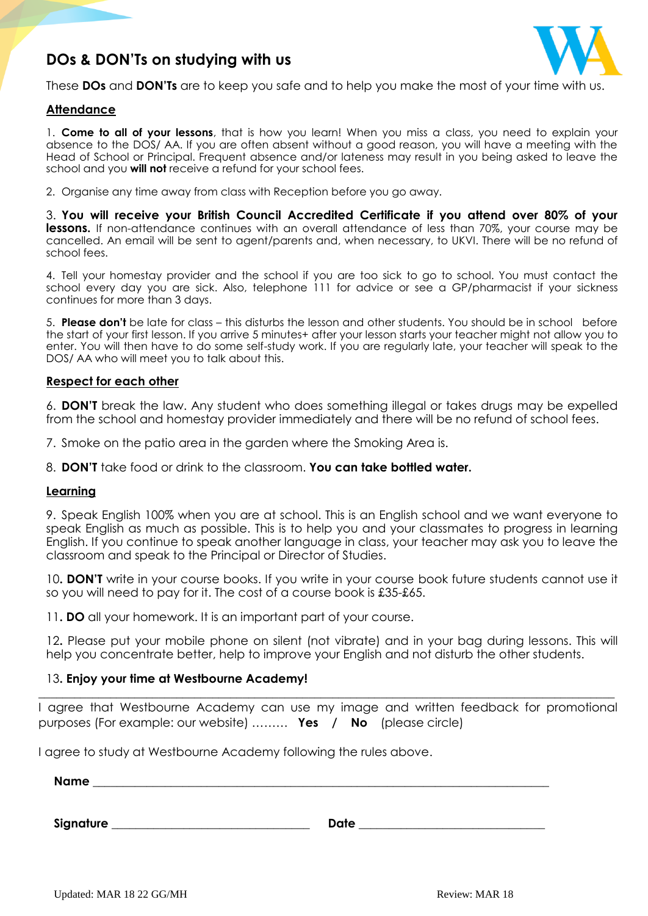## DOs & DON'Ts on studying with us

These **DOs** and **DON'Ts** are to keep you safe and to help you make the most of your time with us.

### Attendance

1. **Come to all of your lessons**, that is how you learn! When you miss a class, you need to explain your absence to the DOS/ AA. If you are often absent without a good reason, you will have a meeting with the Head of School or Principal. Frequent absence and/or lateness may result in you being asked to leave the school and you **will not** receive a refund for your school fees.

2. Organise any time away from class with Reception before you go away.

3. **You will receive your British Council Accredited Certificate if you attend over 80% of your lessons.** If non-attendance continues with an overall attendance of less than 70%, your course may be cancelled. An email will be sent to agent/parents and, when necessary, to UKVI. There will be no refund of school fees.

4. Tell your homestay provider and the school if you are too sick to go to school. You must contact the school every day you are sick. Also, telephone 111 for advice or see a GP/pharmacist if your sickness continues for more than 3 days.

5. **Please don't** be late for class – this disturbs the lesson and other students. You should be in school before the start of your first lesson. If you arrive 5 minutes+ after your lesson starts your teacher might not allow you to enter. You will then have to do some self-study work. If you are regularly late, your teacher will speak to the DOS/ AA who will meet you to talk about this.

### Respect for each other

6. **DON'T** break the law. Any student who does something illegal or takes drugs may be expelled from the school and homestay provider immediately and there will be no refund of school fees.

7. Smoke on the patio area in the garden where the Smoking Area is.

8. **DON'T** take food or drink to the classroom. **You can take bottled water.**

### Learning

9. Speak English 100% when you are at school. This is an English school and we want everyone to speak English as much as possible. This is to help you and your classmates to progress in learning English. If you continue to speak another language in class, your teacher may ask you to leave the classroom and speak to the Principal or Director of Studies.

10. **DON'T** write in your course books. If you write in your course book future students cannot use it so you will need to pay for it. The cost of a course book is £35-£65.

11. **DO** all your homework. It is an important part of your course.

12. Please put your mobile phone on silent (not vibrate) and in your bag during lessons. This will help you concentrate better, help to improve your English and not disturb the other students.

13. **Enjoy your time at Westbourne Academy!**

---

I agree that Westbourne Academy can use my image and written feedback for promotional purposes (For example: our website) ……… **Yes / No** (please circle)

I agree to study at Westbourne Academy following the rules above.

**Name** ____________________________________________

**Signature** ______________________ **Date** ______________________

Updated: MAR 18 22 GG/MH Review: MAR 18